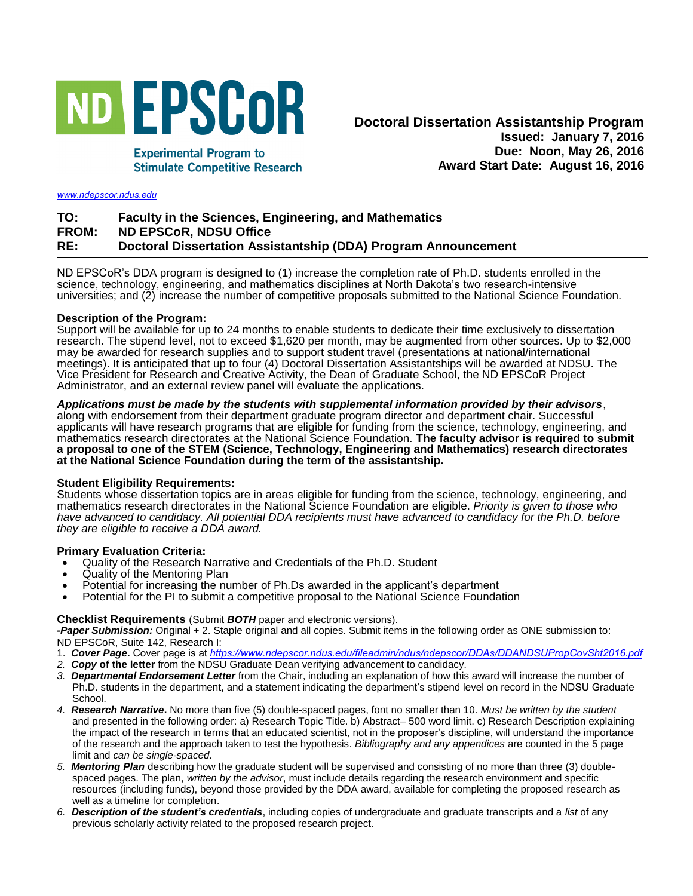# ND EPSCoR

Experimental Program to Stimulate Competitive Research

**Doctoral Dissertation Assistantship Program**
**Issued: January 7, 2016**
**Due: Noon, May 26, 2016**
**Award Start Date: August 16, 2016**

*www.ndepscor.ndus.edu*

**TO:** **Faculty in the Sciences, Engineering, and Mathematics**
**FROM:** **ND EPSCoR, NDSU Office**
**RE:** **Doctoral Dissertation Assistantship (DDA) Program Announcement**

---

ND EPSCoR's DDA program is designed to (1) increase the completion rate of Ph.D. students enrolled in the science, technology, engineering, and mathematics disciplines at North Dakota's two research-intensive universities; and (2) increase the number of competitive proposals submitted to the National Science Foundation.

**Description of the Program:**
Support will be available for up to 24 months to enable students to dedicate their time exclusively to dissertation research. The stipend level, not to exceed $1,620 per month, may be augmented from other sources. Up to $2,000 may be awarded for research supplies and to support student travel (presentations at national/international meetings). It is anticipated that up to four (4) Doctoral Dissertation Assistantships will be awarded at NDSU. The Vice President for Research and Creative Activity, the Dean of Graduate School, the ND EPSCoR Project Administrator, and an external review panel will evaluate the applications.

***Applications must be made by the students with supplemental information provided by their advisors***, along with endorsement from their department graduate program director and department chair. Successful applicants will have research programs that are eligible for funding from the science, technology, engineering, and mathematics research directorates at the National Science Foundation. **The faculty advisor is required to submit a proposal to one of the STEM (Science, Technology, Engineering and Mathematics) research directorates at the National Science Foundation during the term of the assistantship.**

**Student Eligibility Requirements:**
Students whose dissertation topics are in areas eligible for funding from the science, technology, engineering, and mathematics research directorates in the National Science Foundation are eligible. *Priority is given to those who have advanced to candidacy. All potential DDA recipients must have advanced to candidacy for the Ph.D. before they are eligible to receive a DDA award.*

**Primary Evaluation Criteria:**

- Quality of the Research Narrative and Credentials of the Ph.D. Student
- Quality of the Mentoring Plan
- Potential for increasing the number of Ph.Ds awarded in the applicant's department
- Potential for the PI to submit a competitive proposal to the National Science Foundation

**Checklist Requirements** (Submit ***BOTH*** paper and electronic versions).
***-Paper Submission:*** Original + 2. Staple original and all copies. Submit items in the following order as ONE submission to: ND EPSCoR, Suite 142, Research I:

1. ***Cover Page*.** Cover page is at *https://www.ndepscor.ndus.edu/fileadmin/ndus/ndepscor/DDAs/DDANDSUPropCovSht2016.pdf*
2. ***Copy* of the letter** from the NDSU Graduate Dean verifying advancement to candidacy.
3. ***Departmental Endorsement Letter*** from the Chair, including an explanation of how this award will increase the number of Ph.D. students in the department, and a statement indicating the department's stipend level on record in the NDSU Graduate School.
4. ***Research Narrative*.** No more than five (5) double-spaced pages, font no smaller than 10. *Must be written by the student* and presented in the following order: a) Research Topic Title. b) Abstract– 500 word limit. c) Research Description explaining the impact of the research in terms that an educated scientist, not in the proposer's discipline, will understand the importance of the research and the approach taken to test the hypothesis. *Bibliography and any appendices* are counted in the 5 page limit and *can be single-spaced*.
5. ***Mentoring Plan*** describing how the graduate student will be supervised and consisting of no more than three (3) double-spaced pages. The plan, *written by the advisor*, must include details regarding the research environment and specific resources (including funds), beyond those provided by the DDA award, available for completing the proposed research as well as a timeline for completion.
6. ***Description of the student's credentials***, including copies of undergraduate and graduate transcripts and a *list* of any previous scholarly activity related to the proposed research project.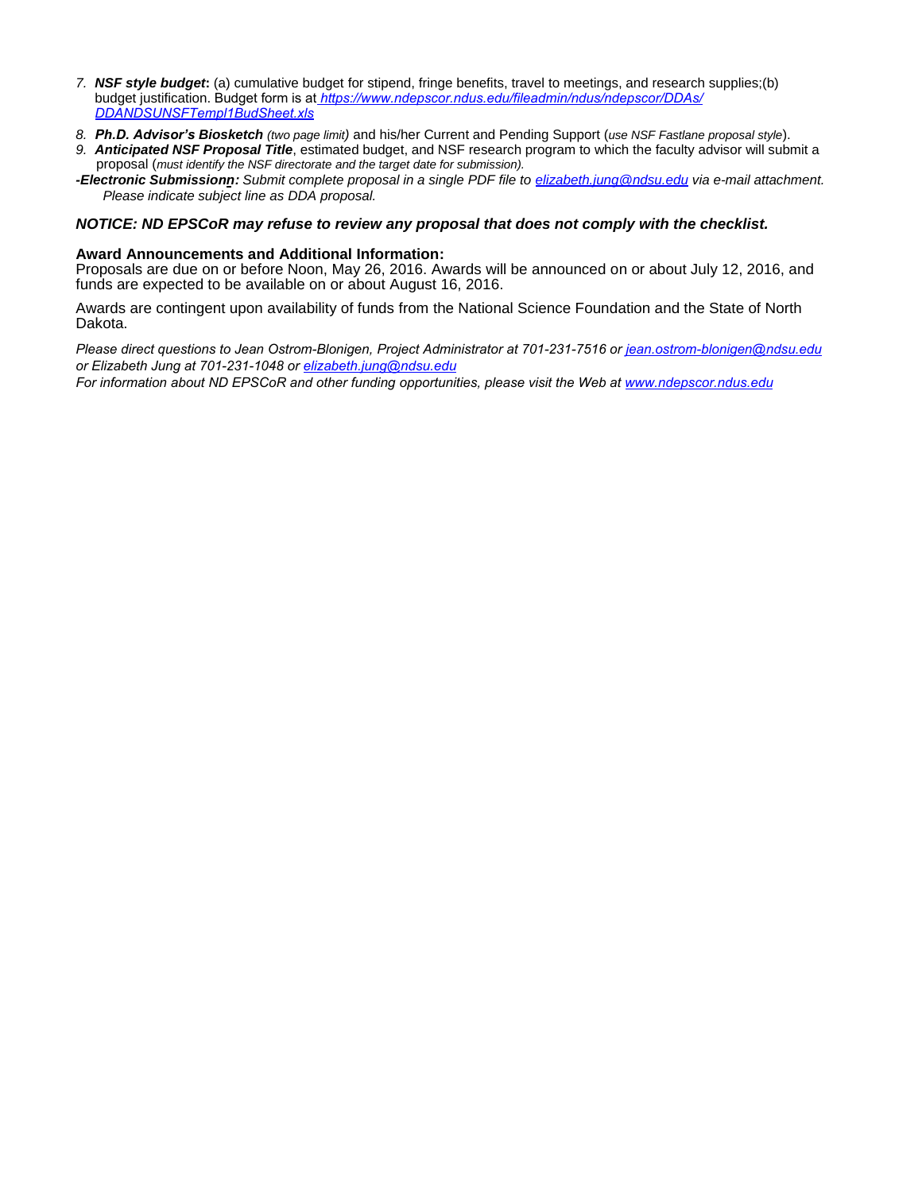7. ***NSF style budget*:** (a) cumulative budget for stipend, fringe benefits, travel to meetings, and research supplies;(b) budget justification. Budget form is at *https://www.ndepscor.ndus.edu/fileadmin/ndus/ndepscor/DDAs/DDANDSUNSFTempl1BudSheet.xls*
8. ***Ph.D. Advisor's Biosketch*** *(two page limit)* and his/her Current and Pending Support (*use NSF Fastlane proposal style*).
9. ***Anticipated NSF Proposal Title***, estimated budget, and NSF research program to which the faculty advisor will submit a proposal (*must identify the NSF directorate and the target date for submission).*

***-Electronic Submissionn:*** *Submit complete proposal in a single PDF file to elizabeth.jung@ndsu.edu via e-mail attachment. Please indicate subject line as DDA proposal.*

***NOTICE: ND EPSCoR may refuse to review any proposal that does not comply with the checklist.***

**Award Announcements and Additional Information:**
Proposals are due on or before Noon, May 26, 2016. Awards will be announced on or about July 12, 2016, and funds are expected to be available on or about August 16, 2016.

Awards are contingent upon availability of funds from the National Science Foundation and the State of North Dakota.

*Please direct questions to Jean Ostrom-Blonigen, Project Administrator at 701-231-7516 or jean.ostrom-blonigen@ndsu.edu or Elizabeth Jung at 701-231-1048 or elizabeth.jung@ndsu.edu*
*For information about ND EPSCoR and other funding opportunities, please visit the Web at www.ndepscor.ndus.edu*